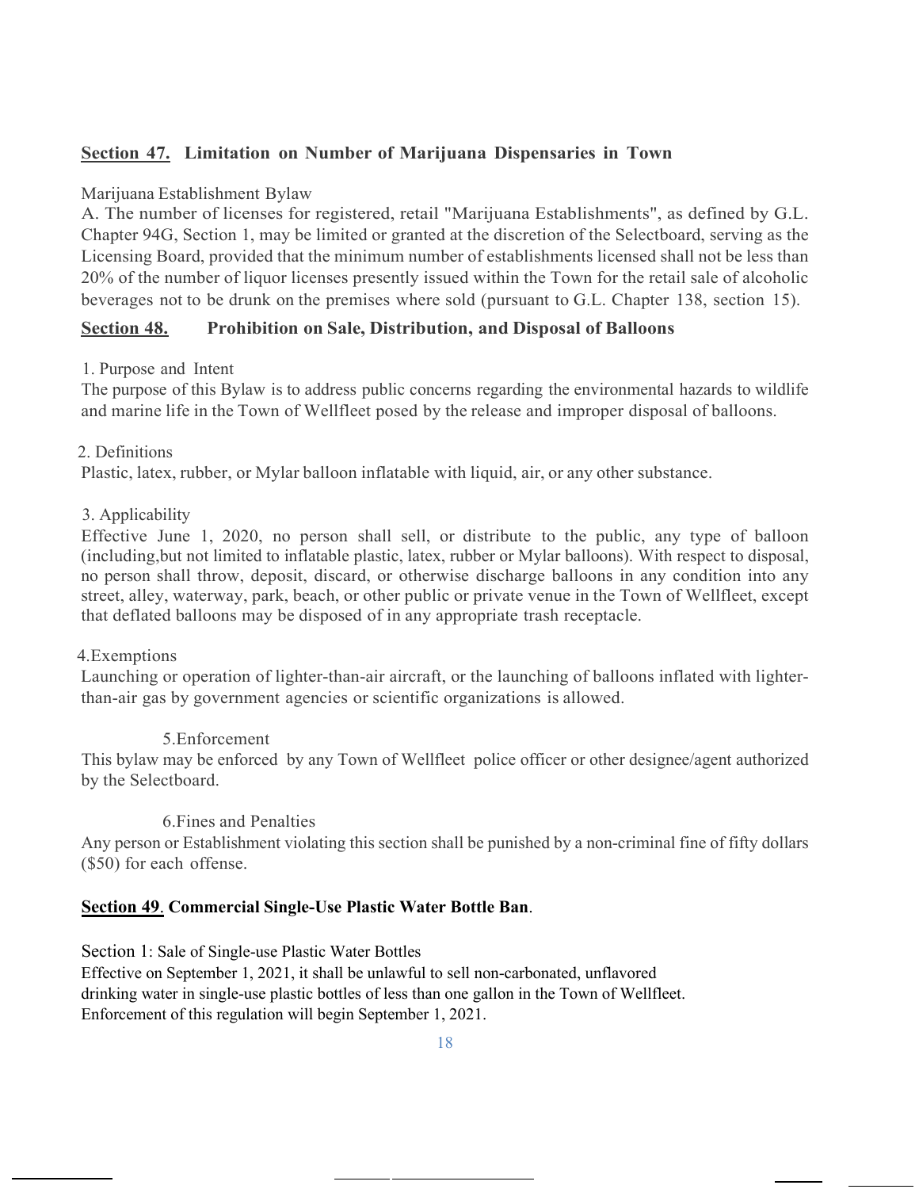## Section 47. Limitation on Number of Marijuana Dispensaries in Town

Marijuana Establishment Bylaw

A. The number of licenses for registered, retail "Marijuana Establishments", as defined by G.L. Chapter 94G, Section 1, may be limited or granted at the discretion of the Selectboard, serving as the Licensing Board, provided that the minimum number of establishments licensed shall not be less than 20% of the number of liquor licenses presently issued within the Town for the retail sale of alcoholic beverages not to be drunk on the premises where sold (pursuant to G.L. Chapter 138, section 15).

## Section 48. Prohibition on Sale, Distribution, and Disposal of Balloons

1. Purpose and Intent

The purpose of this Bylaw is to address public concerns regarding the environmental hazards to wildlife and marine life in the Town of Wellfleet posed by the release and improper disposal of balloons.

2. Definitions

Plastic, latex, rubber, or Mylar balloon inflatable with liquid, air, or any other substance.

3. Applicability

Effective June 1, 2020, no person shall sell, or distribute to the public, any type of balloon (including,but not limited to inflatable plastic, latex, rubber or Mylar balloons). With respect to disposal, no person shall throw, deposit, discard, or otherwise discharge balloons in any condition into any street, alley, waterway, park, beach, or other public or private venue in the Town of Wellfleet, except that deflated balloons may be disposed of in any appropriate trash receptacle.

4.Exemptions

Launching or operation of lighter-than-air aircraft, or the launching of balloons inflated with lighter-than-air gas by government agencies or scientific organizations is allowed.

5.Enforcement

This bylaw may be enforced by any Town of Wellfleet police officer or other designee/agent authorized by the Selectboard.

6.Fines and Penalties

Any person or Establishment violating this section shall be punished by a non-criminal fine of fifty dollars ($50) for each offense.

## Section 49. Commercial Single-Use Plastic Water Bottle Ban.

Section 1: Sale of Single-use Plastic Water Bottles

Effective on September 1, 2021, it shall be unlawful to sell non-carbonated, unflavored drinking water in single-use plastic bottles of less than one gallon in the Town of Wellfleet. Enforcement of this regulation will begin September 1, 2021.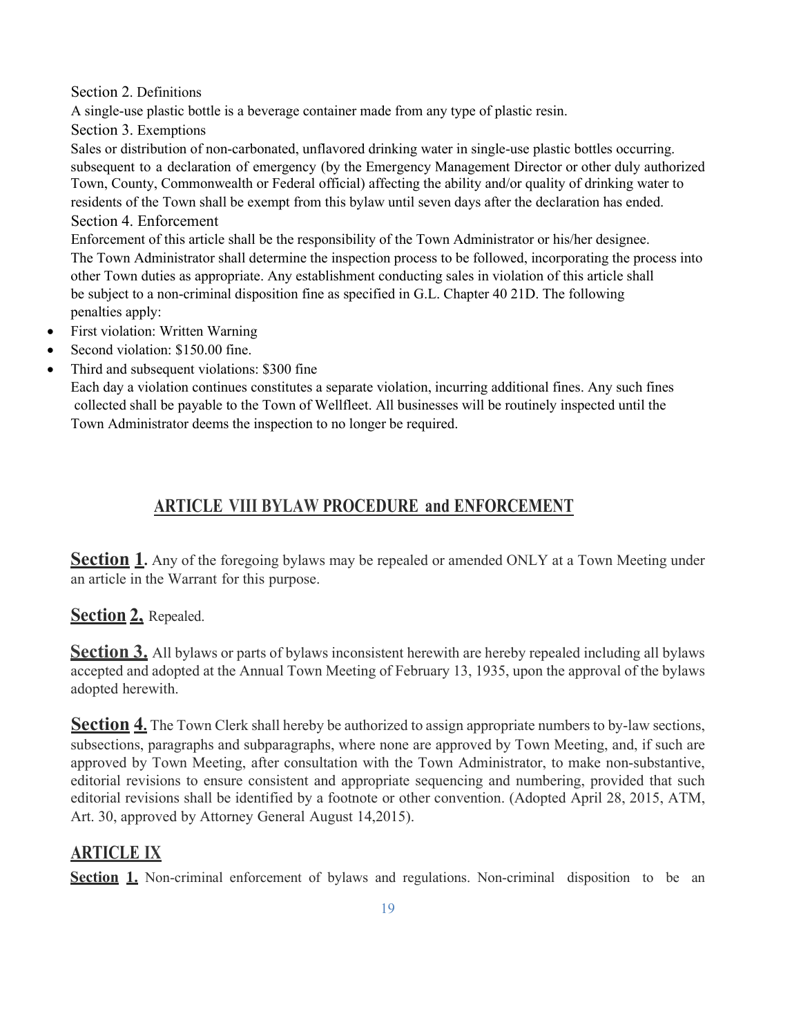Section 2. Definitions

A single-use plastic bottle is a beverage container made from any type of plastic resin.

Section 3. Exemptions

Sales or distribution of non-carbonated, unflavored drinking water in single-use plastic bottles occurring. subsequent to a declaration of emergency (by the Emergency Management Director or other duly authorized Town, County, Commonwealth or Federal official) affecting the ability and/or quality of drinking water to residents of the Town shall be exempt from this bylaw until seven days after the declaration has ended.

Section 4. Enforcement

Enforcement of this article shall be the responsibility of the Town Administrator or his/her designee. The Town Administrator shall determine the inspection process to be followed, incorporating the process into other Town duties as appropriate. Any establishment conducting sales in violation of this article shall be subject to a non-criminal disposition fine as specified in G.L. Chapter 40 21D. The following penalties apply:

- First violation: Written Warning
- Second violation: $150.00 fine.
- Third and subsequent violations: $300 fine

Each day a violation continues constitutes a separate violation, incurring additional fines. Any such fines collected shall be payable to the Town of Wellfleet. All businesses will be routinely inspected until the Town Administrator deems the inspection to no longer be required.

## ARTICLE VIII BYLAW PROCEDURE and ENFORCEMENT

**Section 1.** Any of the foregoing bylaws may be repealed or amended ONLY at a Town Meeting under an article in the Warrant for this purpose.

**Section 2,** Repealed.

**Section 3.** All bylaws or parts of bylaws inconsistent herewith are hereby repealed including all bylaws accepted and adopted at the Annual Town Meeting of February 13, 1935, upon the approval of the bylaws adopted herewith.

**Section 4.** The Town Clerk shall hereby be authorized to assign appropriate numbers to by-law sections, subsections, paragraphs and subparagraphs, where none are approved by Town Meeting, and, if such are approved by Town Meeting, after consultation with the Town Administrator, to make non-substantive, editorial revisions to ensure consistent and appropriate sequencing and numbering, provided that such editorial revisions shall be identified by a footnote or other convention. (Adopted April 28, 2015, ATM, Art. 30, approved by Attorney General August 14,2015).

## ARTICLE IX

**Section 1.** Non-criminal enforcement of bylaws and regulations. Non-criminal disposition to be an